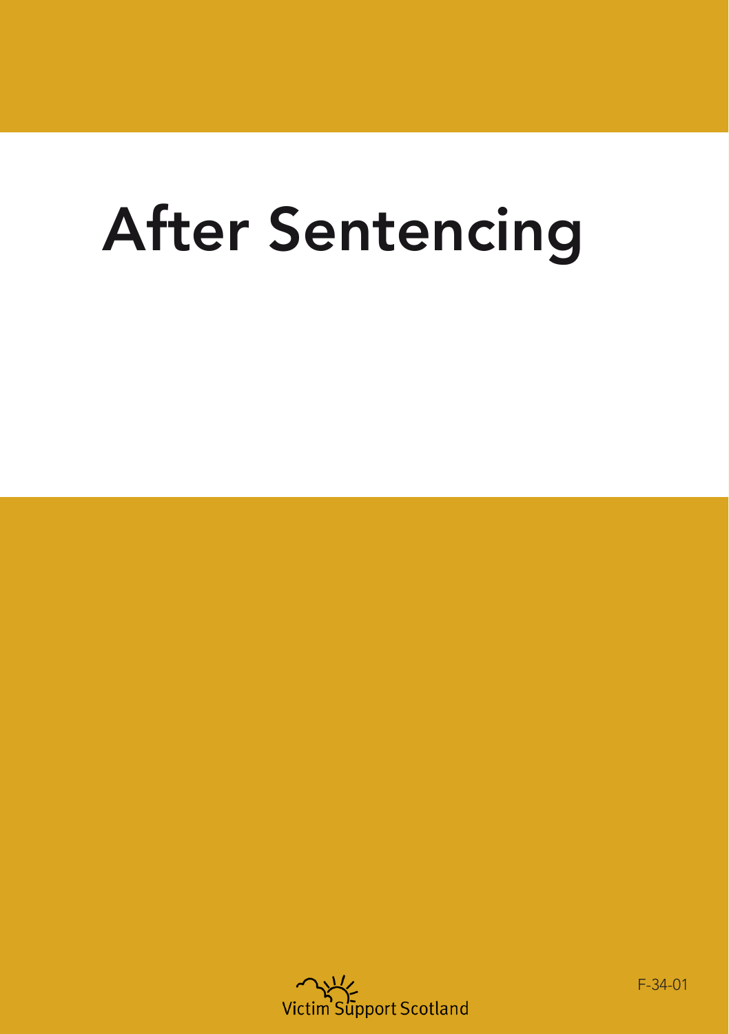# After Sentencing

Victim Support Scotland

F-34-01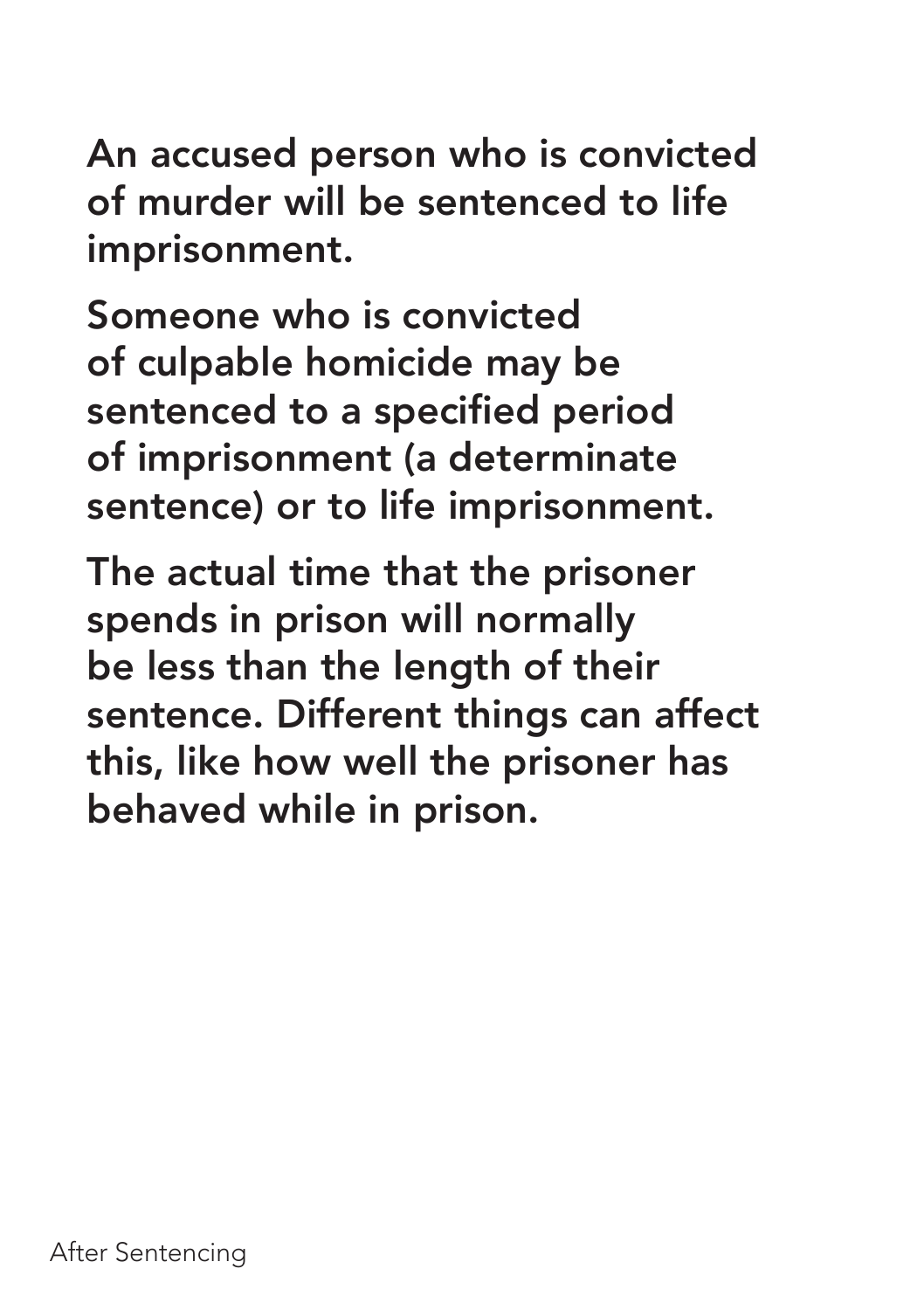An accused person who is convicted of murder will be sentenced to life imprisonment.

Someone who is convicted of culpable homicide may be sentenced to a specified period of imprisonment (a determinate sentence) or to life imprisonment.

The actual time that the prisoner spends in prison will normally be less than the length of their sentence. Different things can affect this, like how well the prisoner has behaved while in prison.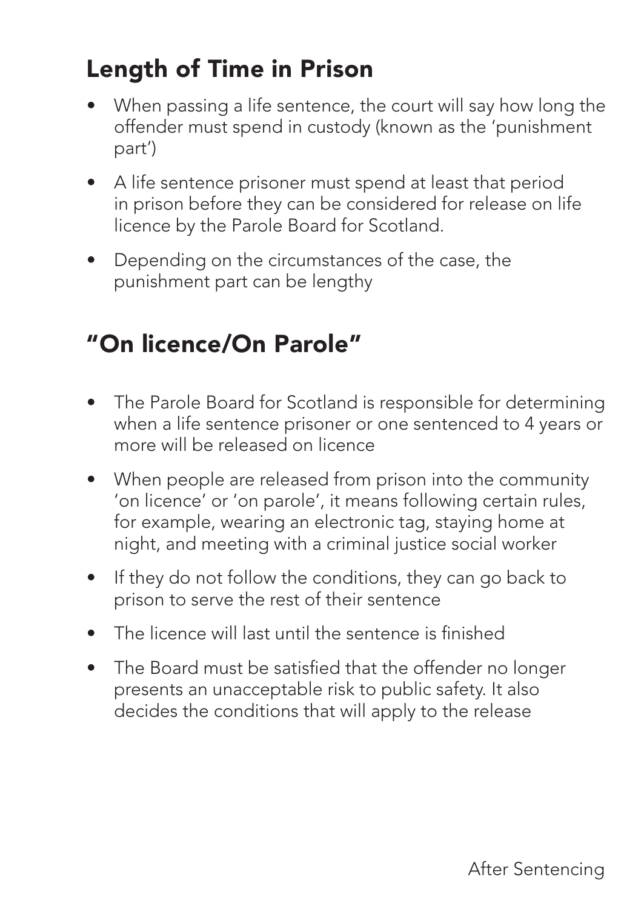## Length of Time in Prison

- When passing a life sentence, the court will say how long the offender must spend in custody (known as the 'punishment part')
- A life sentence prisoner must spend at least that period in prison before they can be considered for release on life licence by the Parole Board for Scotland.
- Depending on the circumstances of the case, the punishment part can be lengthy

## "On licence/On Parole"

- The Parole Board for Scotland is responsible for determining when a life sentence prisoner or one sentenced to 4 years or more will be released on licence
- When people are released from prison into the community 'on licence' or 'on parole', it means following certain rules, for example, wearing an electronic tag, staying home at night, and meeting with a criminal justice social worker
- If they do not follow the conditions, they can go back to prison to serve the rest of their sentence
- The licence will last until the sentence is finished
- The Board must be satisfied that the offender no longer presents an unacceptable risk to public safety. It also decides the conditions that will apply to the release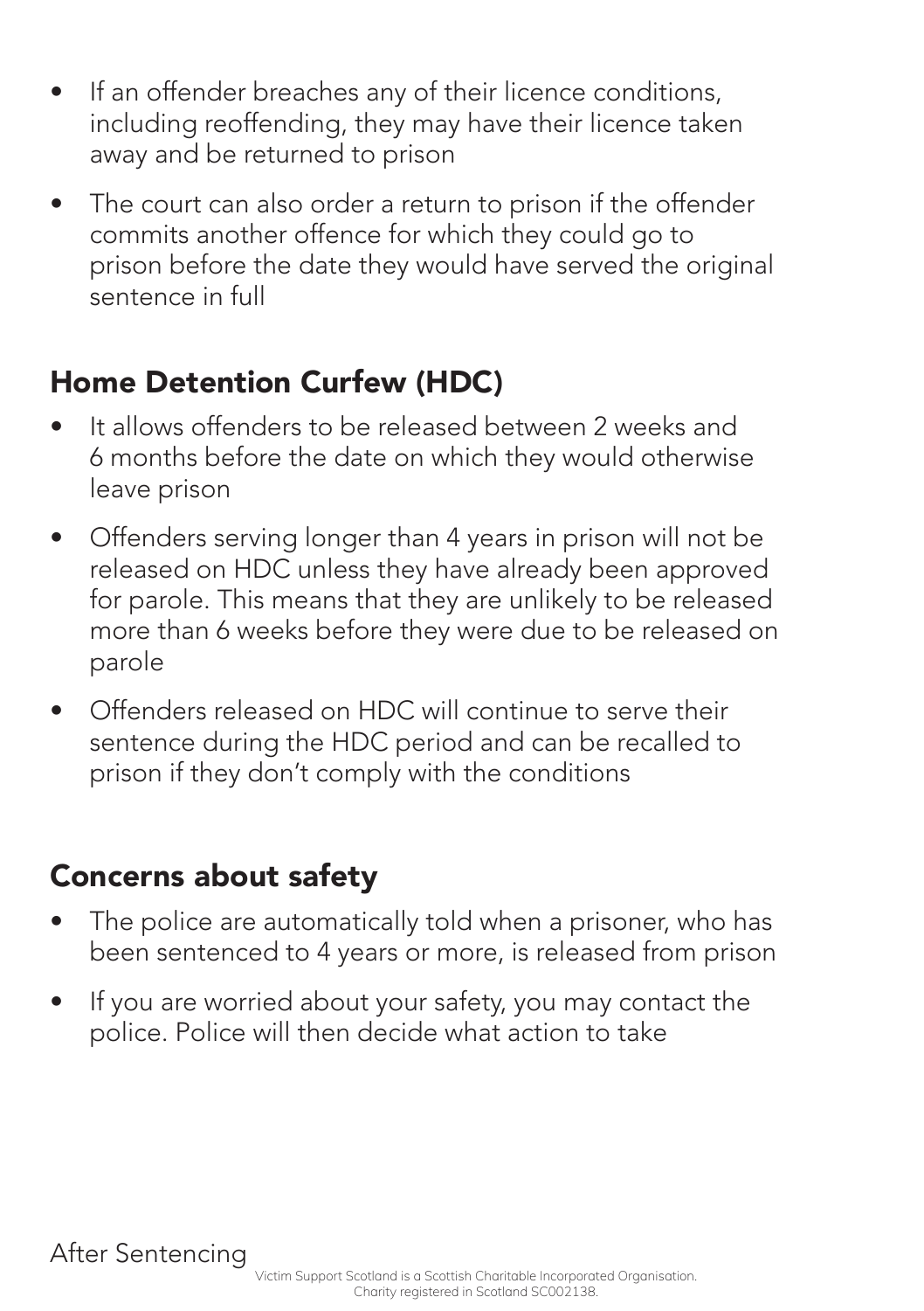- If an offender breaches any of their licence conditions, including reoffending, they may have their licence taken away and be returned to prison
- The court can also order a return to prison if the offender commits another offence for which they could go to prison before the date they would have served the original sentence in full

## Home Detention Curfew (HDC)

- It allows offenders to be released between 2 weeks and 6 months before the date on which they would otherwise leave prison
- Offenders serving longer than 4 years in prison will not be released on HDC unless they have already been approved for parole. This means that they are unlikely to be released more than 6 weeks before they were due to be released on parole
- Offenders released on HDC will continue to serve their sentence during the HDC period and can be recalled to prison if they don't comply with the conditions

## Concerns about safety

- The police are automatically told when a prisoner, who has been sentenced to 4 years or more, is released from prison
- If you are worried about your safety, you may contact the police. Police will then decide what action to take